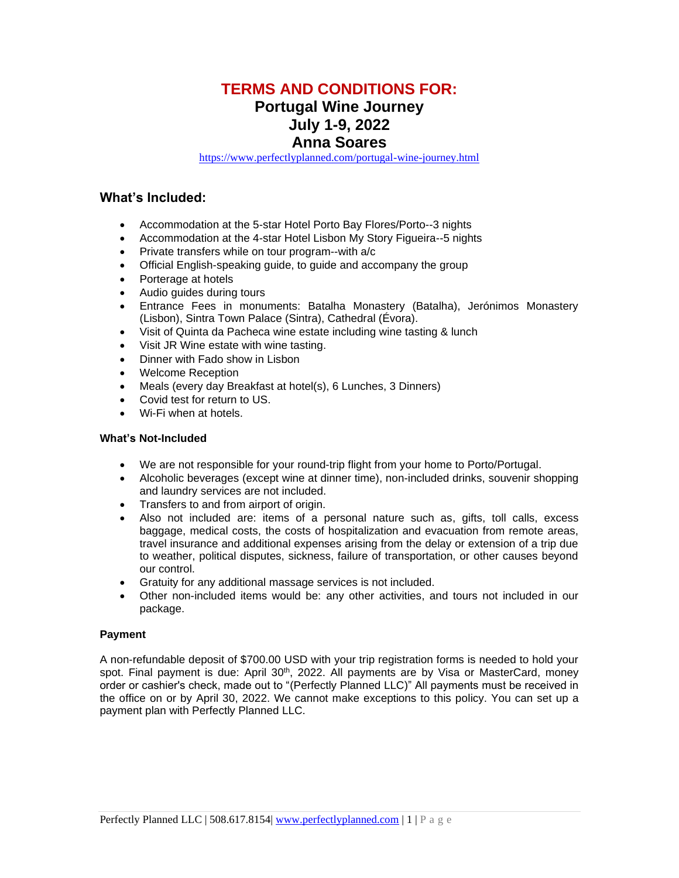# TERMS AND CONDITIONS FOR:

## Portugal Wine Journey
## July 1-9, 2022
## Anna Soares

https://www.perfectlyplanned.com/portugal-wine-journey.html

## What's Included:

- Accommodation at the 5-star Hotel Porto Bay Flores/Porto--3 nights
- Accommodation at the 4-star Hotel Lisbon My Story Figueira--5 nights
- Private transfers while on tour program--with a/c
- Official English-speaking guide, to guide and accompany the group
- Porterage at hotels
- Audio guides during tours
- Entrance Fees in monuments: Batalha Monastery (Batalha), Jerónimos Monastery (Lisbon), Sintra Town Palace (Sintra), Cathedral (Évora).
- Visit of Quinta da Pacheca wine estate including wine tasting & lunch
- Visit JR Wine estate with wine tasting.
- Dinner with Fado show in Lisbon
- Welcome Reception
- Meals (every day Breakfast at hotel(s), 6 Lunches, 3 Dinners)
- Covid test for return to US.
- Wi-Fi when at hotels.

### What's Not-Included

- We are not responsible for your round-trip flight from your home to Porto/Portugal.
- Alcoholic beverages (except wine at dinner time), non-included drinks, souvenir shopping and laundry services are not included.
- Transfers to and from airport of origin.
- Also not included are: items of a personal nature such as, gifts, toll calls, excess baggage, medical costs, the costs of hospitalization and evacuation from remote areas, travel insurance and additional expenses arising from the delay or extension of a trip due to weather, political disputes, sickness, failure of transportation, or other causes beyond our control.
- Gratuity for any additional massage services is not included.
- Other non-included items would be: any other activities, and tours not included in our package.

### Payment

A non-refundable deposit of $700.00 USD with your trip registration forms is needed to hold your spot. Final payment is due: April 30th, 2022. All payments are by Visa or MasterCard, money order or cashier's check, made out to "(Perfectly Planned LLC)" All payments must be received in the office on or by April 30, 2022. We cannot make exceptions to this policy. You can set up a payment plan with Perfectly Planned LLC.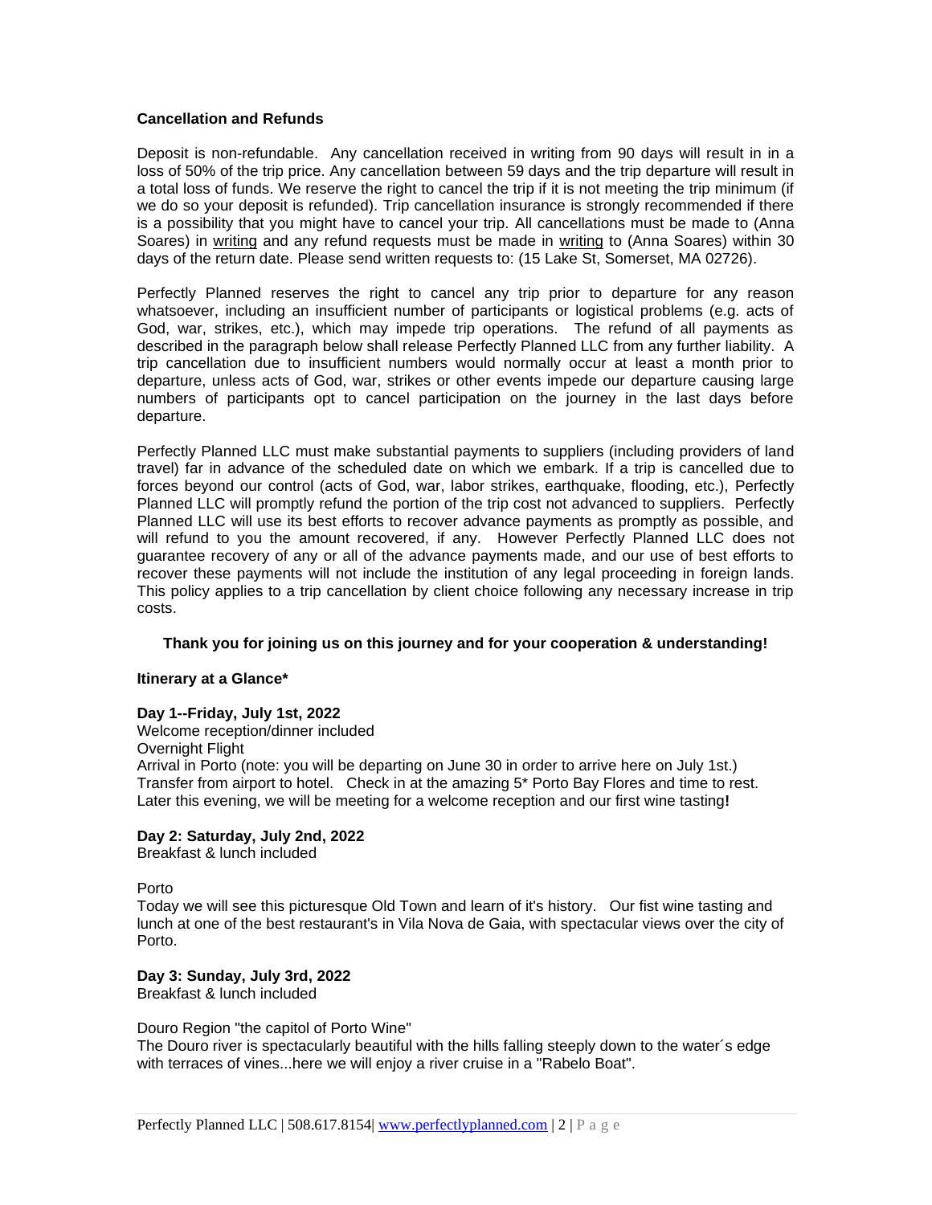**Cancellation and Refunds**

Deposit is non-refundable. Any cancellation received in writing from 90 days will result in in a loss of 50% of the trip price. Any cancellation between 59 days and the trip departure will result in a total loss of funds. We reserve the right to cancel the trip if it is not meeting the trip minimum (if we do so your deposit is refunded). Trip cancellation insurance is strongly recommended if there is a possibility that you might have to cancel your trip. All cancellations must be made to (Anna Soares) in writing and any refund requests must be made in writing to (Anna Soares) within 30 days of the return date. Please send written requests to: (15 Lake St, Somerset, MA 02726).

Perfectly Planned reserves the right to cancel any trip prior to departure for any reason whatsoever, including an insufficient number of participants or logistical problems (e.g. acts of God, war, strikes, etc.), which may impede trip operations. The refund of all payments as described in the paragraph below shall release Perfectly Planned LLC from any further liability. A trip cancellation due to insufficient numbers would normally occur at least a month prior to departure, unless acts of God, war, strikes or other events impede our departure causing large numbers of participants opt to cancel participation on the journey in the last days before departure.

Perfectly Planned LLC must make substantial payments to suppliers (including providers of land travel) far in advance of the scheduled date on which we embark. If a trip is cancelled due to forces beyond our control (acts of God, war, labor strikes, earthquake, flooding, etc.), Perfectly Planned LLC will promptly refund the portion of the trip cost not advanced to suppliers. Perfectly Planned LLC will use its best efforts to recover advance payments as promptly as possible, and will refund to you the amount recovered, if any. However Perfectly Planned LLC does not guarantee recovery of any or all of the advance payments made, and our use of best efforts to recover these payments will not include the institution of any legal proceeding in foreign lands. This policy applies to a trip cancellation by client choice following any necessary increase in trip costs.

**Thank you for joining us on this journey and for your cooperation & understanding!**

**Itinerary at a Glance***

**Day 1--Friday, July 1st, 2022**
Welcome reception/dinner included
Overnight Flight
Arrival in Porto (note: you will be departing on June 30 in order to arrive here on July 1st.)
Transfer from airport to hotel. Check in at the amazing 5* Porto Bay Flores and time to rest.
Later this evening, we will be meeting for a welcome reception and our first wine tasting**!**

**Day 2: Saturday, July 2nd, 2022**
Breakfast & lunch included

Porto
Today we will see this picturesque Old Town and learn of it's history. Our fist wine tasting and lunch at one of the best restaurant's in Vila Nova de Gaia, with spectacular views over the city of Porto.

**Day 3: Sunday, July 3rd, 2022**
Breakfast & lunch included

Douro Region "the capitol of Porto Wine"
The Douro river is spectacularly beautiful with the hills falling steeply down to the water´s edge with terraces of vines...here we will enjoy a river cruise in a "Rabelo Boat".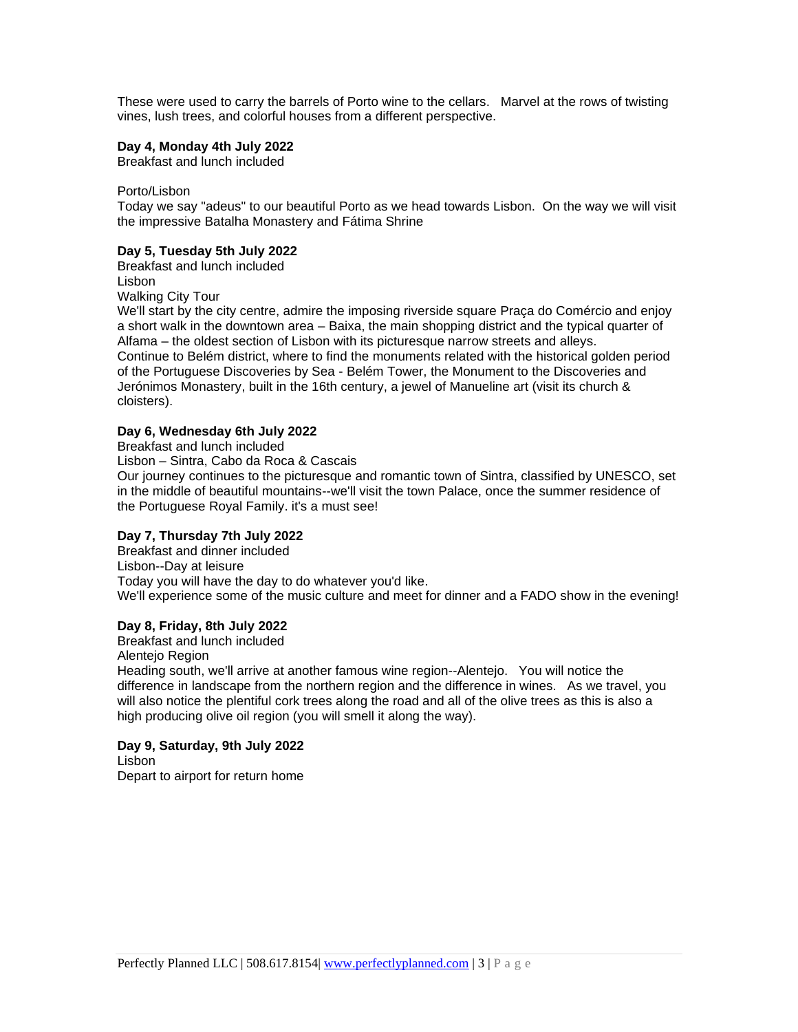These were used to carry the barrels of Porto wine to the cellars. Marvel at the rows of twisting vines, lush trees, and colorful houses from a different perspective.

**Day 4, Monday 4th July 2022**
Breakfast and lunch included

Porto/Lisbon
Today we say "adeus" to our beautiful Porto as we head towards Lisbon. On the way we will visit the impressive Batalha Monastery and Fátima Shrine

**Day 5, Tuesday 5th July 2022**
Breakfast and lunch included
Lisbon
Walking City Tour
We'll start by the city centre, admire the imposing riverside square Praça do Comércio and enjoy a short walk in the downtown area – Baixa, the main shopping district and the typical quarter of Alfama – the oldest section of Lisbon with its picturesque narrow streets and alleys.
Continue to Belém district, where to find the monuments related with the historical golden period of the Portuguese Discoveries by Sea - Belém Tower, the Monument to the Discoveries and Jerónimos Monastery, built in the 16th century, a jewel of Manueline art (visit its church & cloisters).

**Day 6, Wednesday 6th July 2022**
Breakfast and lunch included
Lisbon – Sintra, Cabo da Roca & Cascais
Our journey continues to the picturesque and romantic town of Sintra, classified by UNESCO, set in the middle of beautiful mountains--we'll visit the town Palace, once the summer residence of the Portuguese Royal Family. it's a must see!

**Day 7, Thursday 7th July 2022**
Breakfast and dinner included
Lisbon--Day at leisure
Today you will have the day to do whatever you'd like.
We'll experience some of the music culture and meet for dinner and a FADO show in the evening!

**Day 8, Friday, 8th July 2022**
Breakfast and lunch included
Alentejo Region
Heading south, we'll arrive at another famous wine region--Alentejo. You will notice the difference in landscape from the northern region and the difference in wines. As we travel, you will also notice the plentiful cork trees along the road and all of the olive trees as this is also a high producing olive oil region (you will smell it along the way).

**Day 9, Saturday, 9th July 2022**
Lisbon
Depart to airport for return home